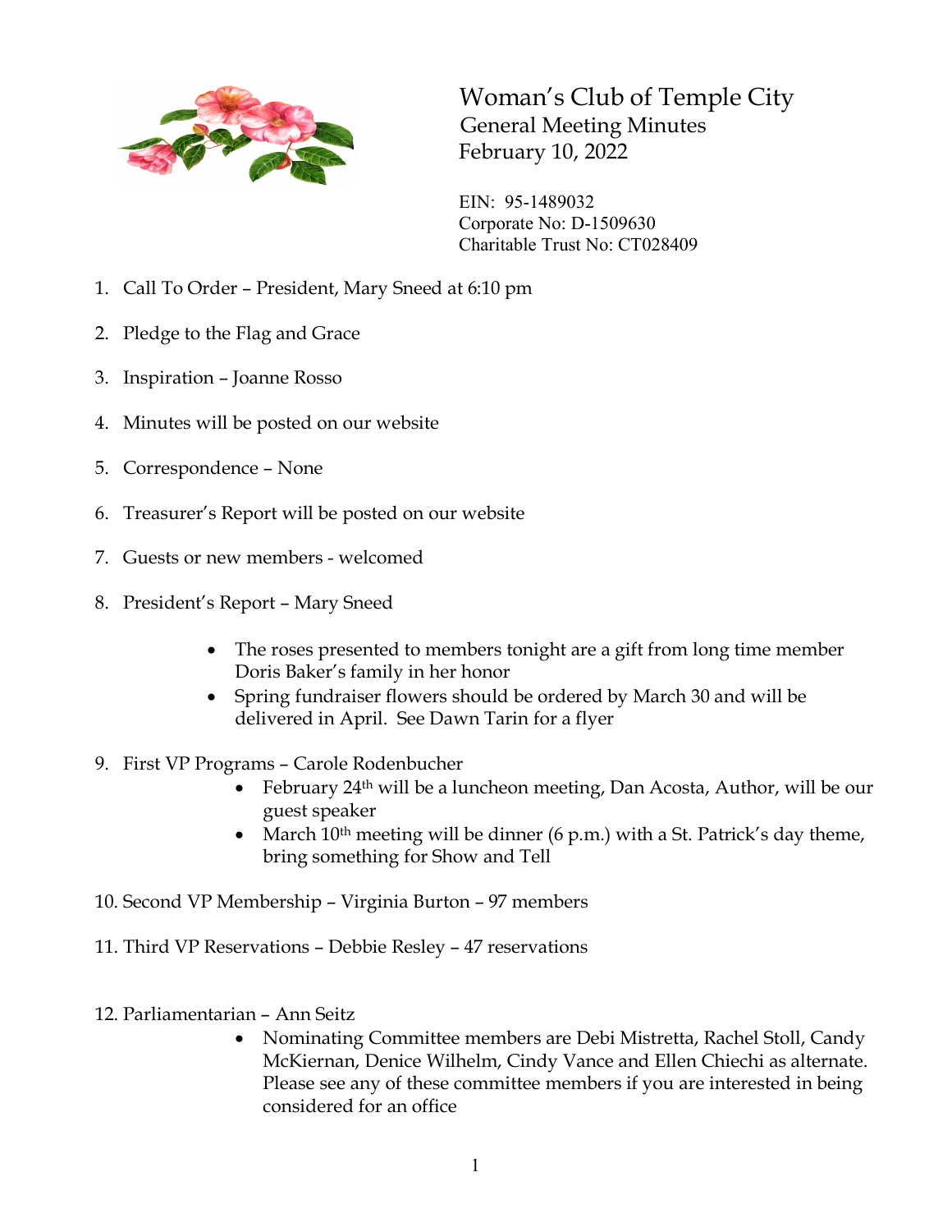# Woman's Club of Temple City

## General Meeting Minutes

## February 10, 2022

EIN: 95-1489032
Corporate No: D-1509630
Charitable Trust No: CT028409

1. Call To Order – President, Mary Sneed at 6:10 pm

2. Pledge to the Flag and Grace

3. Inspiration – Joanne Rosso

4. Minutes will be posted on our website

5. Correspondence – None

6. Treasurer's Report will be posted on our website

7. Guests or new members - welcomed

8. President's Report – Mary Sneed

    - The roses presented to members tonight are a gift from long time member Doris Baker's family in her honor
    - Spring fundraiser flowers should be ordered by March 30 and will be delivered in April. See Dawn Tarin for a flyer

9. First VP Programs – Carole Rodenbucher
    - February 24th will be a luncheon meeting, Dan Acosta, Author, will be our guest speaker
    - March 10th meeting will be dinner (6 p.m.) with a St. Patrick's day theme, bring something for Show and Tell

10. Second VP Membership – Virginia Burton – 97 members

11. Third VP Reservations – Debbie Resley – 47 reservations

12. Parliamentarian – Ann Seitz
    - Nominating Committee members are Debi Mistretta, Rachel Stoll, Candy McKiernan, Denice Wilhelm, Cindy Vance and Ellen Chiechi as alternate. Please see any of these committee members if you are interested in being considered for an office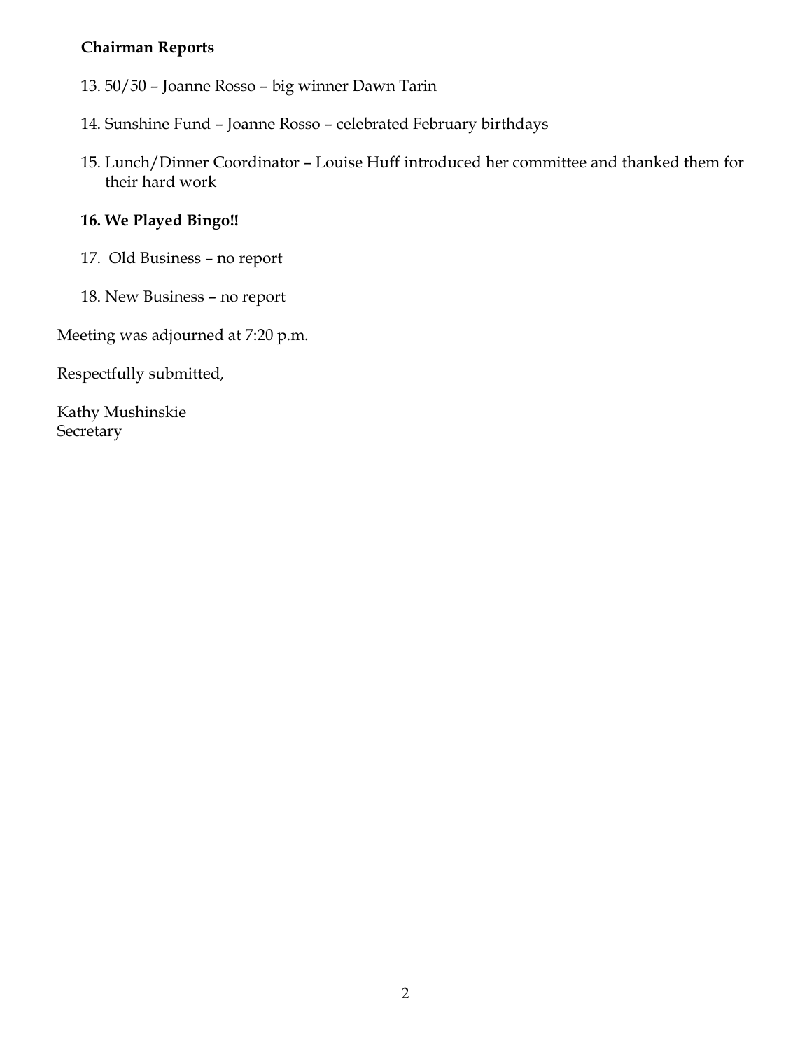**Chairman Reports**

13. 50/50 – Joanne Rosso – big winner Dawn Tarin
14. Sunshine Fund – Joanne Rosso – celebrated February birthdays
15. Lunch/Dinner Coordinator – Louise Huff introduced her committee and thanked them for their hard work
16. **We Played Bingo!!**
17. Old Business – no report
18. New Business – no report

Meeting was adjourned at 7:20 p.m.

Respectfully submitted,

Kathy Mushinskie
Secretary